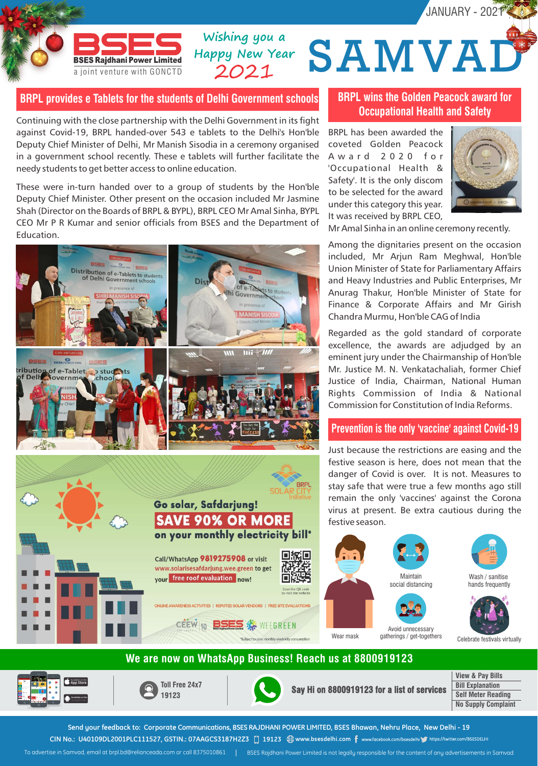JANUARY - 2021

**BSES Rajdhani Power Limited**
a joint venture with GONCTD

*Wishing you a Happy New Year 2021*

# SAMVAD

## BRPL provides e Tablets for the students of Delhi Government schools

Continuing with the close partnership with the Delhi Government in its fight against Covid-19, BRPL handed-over 543 e tablets to the Delhi's Hon'ble Deputy Chief Minister of Delhi, Mr Manish Sisodia in a ceremony organised in a government school recently. These e tablets will further facilitate the needy students to get better access to online education.

These were in-turn handed over to a group of students by the Hon'ble Deputy Chief Minister. Other present on the occasion included Mr Jasmine Shah (Director on the Boards of BRPL & BYPL), BRPL CEO Mr Amal Sinha, BYPL CEO Mr P R Kumar and senior officials from BSES and the Department of Education.

**BRPL SOLAR CITY Initiative**

**Go solar, Safdarjung!**

**SAVE 90% OR MORE on your monthly electricity bill***

Call/WhatsApp 9819275908 or visit www.solarisesafdarjung.wee.green to get your free roof evaluation now!

Scan the QR code to visit the website

ONLINE AWARENESS ACTIVITIES | REPUTED SOLAR VENDORS | FREE SITE EVALUATIONS

CEEW | BSES | WEEGREEN

*Subject to your monthly electricity consumption

## BRPL wins the Golden Peacock award for Occupational Health and Safety

BRPL has been awarded the coveted Golden Peacock Award 2020 for 'Occupational Health & Safety'. It is the only discom to be selected for the award under this category this year. It was received by BRPL CEO, Mr Amal Sinha in an online ceremony recently.

Among the dignitaries present on the occasion included, Mr Arjun Ram Meghwal, Hon'ble Union Minister of State for Parliamentary Affairs and Heavy Industries and Public Enterprises, Mr Anurag Thakur, Hon'ble Minister of State for Finance & Corporate Affairs and Mr Girish Chandra Murmu, Hon'ble CAG of India

Regarded as the gold standard of corporate excellence, the awards are adjudged by an eminent jury under the Chairmanship of Hon'ble Mr. Justice M. N. Venkatachaliah, former Chief Justice of India, Chairman, National Human Rights Commission of India & National Commission for Constitution of India Reforms.

## Prevention is the only 'vaccine' against Covid-19

Just because the restrictions are easing and the festive season is here, does not mean that the danger of Covid is over. It is not. Measures to stay safe that were true a few months ago still remain the only 'vaccines' against the Corona virus at present. Be extra cautious during the festive season.

- Wear mask
- Maintain social distancing
- Wash / sanitise hands frequently
- Avoid unnecessary gatherings / get-togethers
- Celebrate festivals virtually

## We are now on WhatsApp Business! Reach us at 8800919123

Toll Free 24x7 19123

Say Hi on 8800919123 for a list of services

- View & Pay Bills
- Bill Explanation
- Self Meter Reading
- No Supply Complaint

Send your feedback to: Corporate Communications, BSES RAJDHANI POWER LIMITED, BSES Bhawan, Nehru Place, New Delhi - 19

CIN No.: U40109DL2001PLC111527, GSTIN.: 07AAGCS3187H2Z3 | 19123 | www.bsesdelhi.com | www.facebook.com/bsesdelhi | https://twitter.com/BSESDELHI

To advertise in Samvad, email at brpl.bd@relianceada.com or call 8375010861 | BSES Rajdhani Power Limited is not legally responsible for the content of any advertisements in Samvad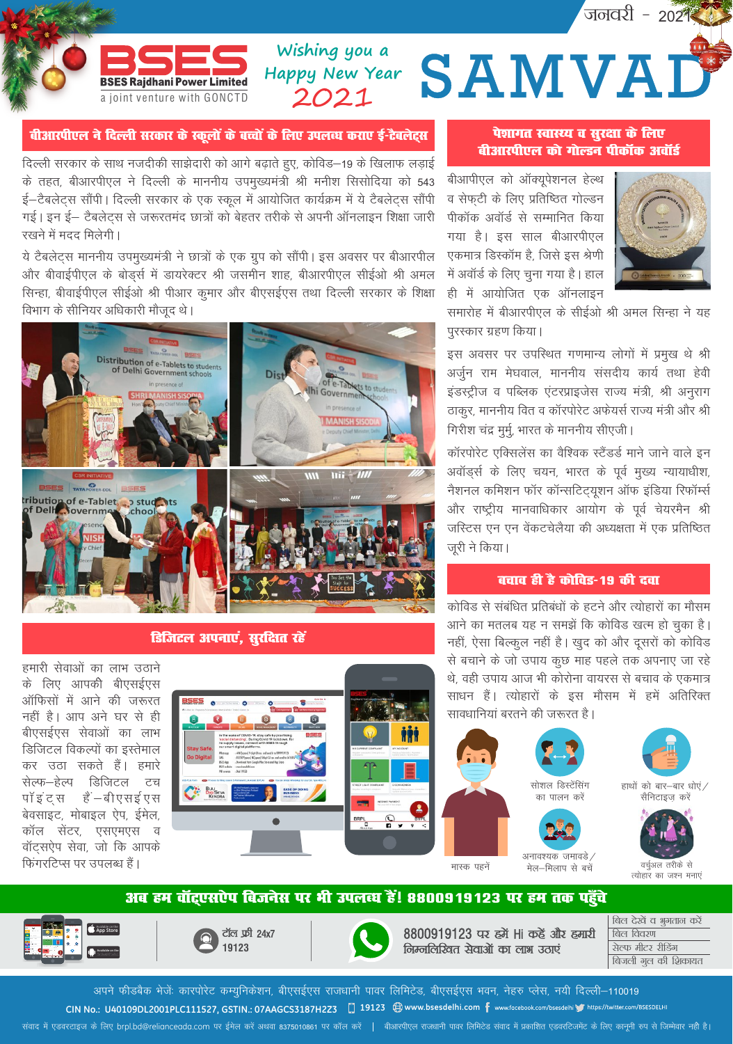जनवरी - 2021

BSES Rajdhani Power Limited
a joint venture with GONCTD

Wishing you a Happy New Year 2021

# SAMVAD

## बीआरपीएल ने दिल्ली सरकार के स्कूलों के बच्चों के लिए उपलब्ध कराए ई-टैबलेट्स

दिल्ली सरकार के साथ नजदीकी साझेदारी को आगे बढ़ाते हुए, कोविड–19 के खिलाफ लड़ाई के तहत, बीआरपीएल ने दिल्ली के माननीय उपमुख्यमंत्री श्री मनीश सिसोदिया को 543 ई–टैबलेट्स सौंपी। दिल्ली सरकार के एक स्कूल में आयोजित कार्यक्रम में ये टैबलेट्स सौंपी गई। इन ई– टैबलेट्स से जरूरतमंद छात्रों को बेहतर तरीके से अपनी ऑनलाइन शिक्षा जारी रखने में मदद मिलेगी।

ये टैबलेट्स माननीय उपमुख्यमंत्री ने छात्रों के एक ग्रुप को सौंपी। इस अवसर पर बीआरपीएल और बीवाईपीएल के बोर्ड्स में डायरेक्टर श्री जसमीन शाह, बीआरपीएल सीईओ श्री अमल सिन्हा, बीवाईपीएल सीईओ श्री पीआर कुमार और बीएसईएस तथा दिल्ली सरकार के शिक्षा विभाग के सीनियर अधिकारी मौजूद थे।

## पेशागत स्वास्थ्य व सुरक्षा के लिए बीआरपीएल को गोल्डन पीकॉक अवॉर्ड

बीआरपीएल को ऑक्यूपेशनल हेल्थ व सेफ्टी के लिए प्रतिष्ठित गोल्डन पीकॉक अवॉर्ड से सम्मानित किया गया है। इस साल बीआरपीएल एकमात्र डिस्कॉम है, जिसे इस श्रेणी में अवॉर्ड के लिए चुना गया है। हाल ही में आयोजित एक ऑनलाइन समारोह में बीआरपीएल के सीईओ श्री अमल सिन्हा ने यह पुरस्कार ग्रहण किया।

इस अवसर पर उपस्थित गणमान्य लोगों में प्रमुख थे श्री अर्जुन राम मेघवाल, माननीय संसदीय कार्य तथा हेवी इंडस्ट्रीज व पब्लिक एंटरप्राइजेस राज्य मंत्री, श्री अनुराग ठाकुर, माननीय वित व कॉरपोरेट अफेयर्स राज्य मंत्री और श्री गिरीश चंद्र मुर्मु, भारत के माननीय सीएजी।

कॉरपोरेट एक्सिलेंस का वैश्विक स्टैंडर्ड माने जाने वाले इन अवॉर्ड्स के लिए चयन, भारत के पूर्व मुख्य न्यायाधीश, नैशनल कमिशन फॉर कॉन्सटिट्यूशन ऑफ इंडिया रिफॉर्म्स और राष्ट्रीय मानवाधिकार आयोग के पूर्व चेयरमैन श्री जस्टिस एन एन वेंकटचेलैया की अध्यक्षता में एक प्रतिष्ठित जूरी ने किया।

## डिजिटल अपनाएं, सुरक्षित रहें

हमारी सेवाओं का लाभ उठाने के लिए आपको बीएसईएस ऑफिसों में आने की जरूरत नहीं है। आप अने घर से ही बीएसईएस सेवाओं का लाभ डिजिटल विकल्पों का इस्तेमाल कर उठा सकते हैं। हमारे सेल्फ–हेल्प डिजिटल टच पॉइंट्स हैं–बीएसईएस बेवसाइट, मोबाइल ऐप, ईमेल, कॉल सेंटर, एसएमएस व वॉट्सऐप सेवा, जो कि आपके फिंगरटिप्स पर उपलब्ध हैं।

## बचाव ही है कोविड-19 की दवा

कोविड से संबंधित प्रतिबंधों के हटने और त्योहारों का मौसम आने का मतलब यह न समझें कि कोविड खत्म हो चुका है। नहीं, ऐसा बिल्कुल नहीं है। खुद को और दूसरों को कोविड से बचाने के जो उपाय कुछ माह पहले तक अपनाए जा रहे थे, वही उपाय आज भी कोरोना वायरस से बचाव के एकमात्र साधन हैं। त्योहारों के इस मौसम में हमें अतिरिक्त सावधानियां बरतने की जरूरत है।

- मास्क पहनें
- सोशल डिस्टिंसिंग का पालन करें
- अनावश्यक जमावड़े/मेल–मिलाप से बचें
- हाथों को बार–बार धोएं/सैनिटाइज़ करें
- वर्चुअल तरीके से त्योहार का जश्न मनाएं

## अब हम वॉट्सऐप बिजनेस पर भी उपलब्ध हैं! 8800919123 पर हम तक पहुँचे

टॉल फ्री 24x7 19123

8800919123 पर हमें Hi कहें और हमारी निम्नलिखित सेवाओं का लाभ उठाएं

- बिल देखें व भुगतान करें
- बिल विवरण
- सेल्फ मीटर रीडिंग
- बिजली गुल की शिकायत

अपने फीडबैक भेजें: कारपोरेट कम्युनिकेशन, बीएसईएस राजधानी पावर लिमिटेड, बीएसईएस भवन, नेहरु प्लेस, नयी दिल्ली–110019

CIN No.: U40109DL2001PLC111527, GSTIN.: 07AAGCS3187H2Z3 | 19123 | www.bsesdelhi.com | www.facebook.com/bsesdelhi | https://twitter.com/BSESDELHI

संवाद में एडवरटाइज के लिए brpl.bd@relianceada.com पर ईमेल करें अथवा 8375010861 पर कॉल करें | बीआरपीएल राजधानी पावर लिमिटेड संवाद में प्रकाशित एडवरटिजमेंट के लिए कानूनी रुप से जिम्मेवार नहीं है।